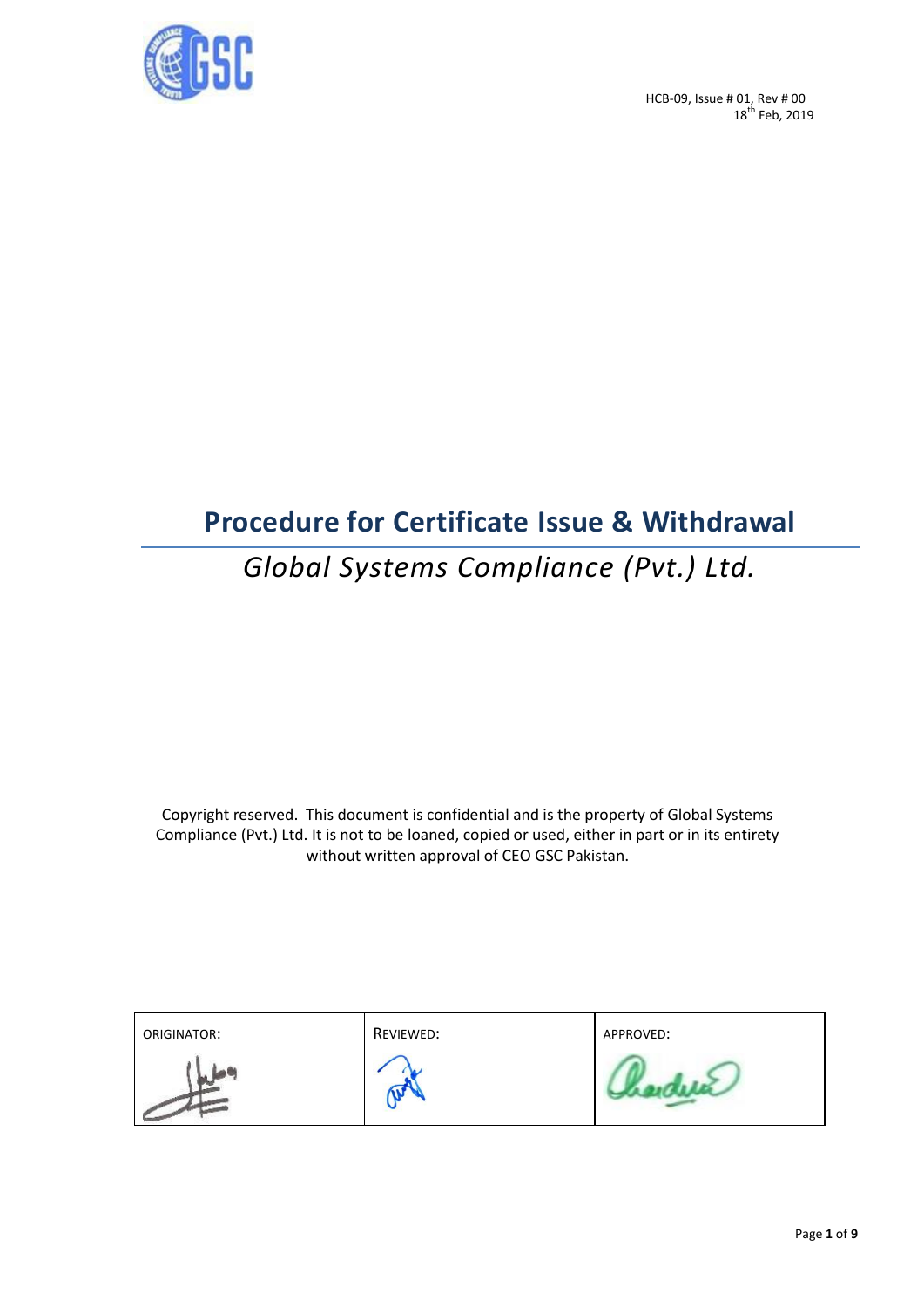HCB-09, Issue # 01, Rev # 00
18th Feb, 2019

# Procedure for Certificate Issue & Withdrawal

## *Global Systems Compliance (Pvt.) Ltd.*

Copyright reserved. This document is confidential and is the property of Global Systems Compliance (Pvt.) Ltd. It is not to be loaned, copied or used, either in part or in its entirety without written approval of CEO GSC Pakistan.

| ORIGINATOR: | REVIEWED: | APPROVED: |
| --- | --- | --- |
| | | |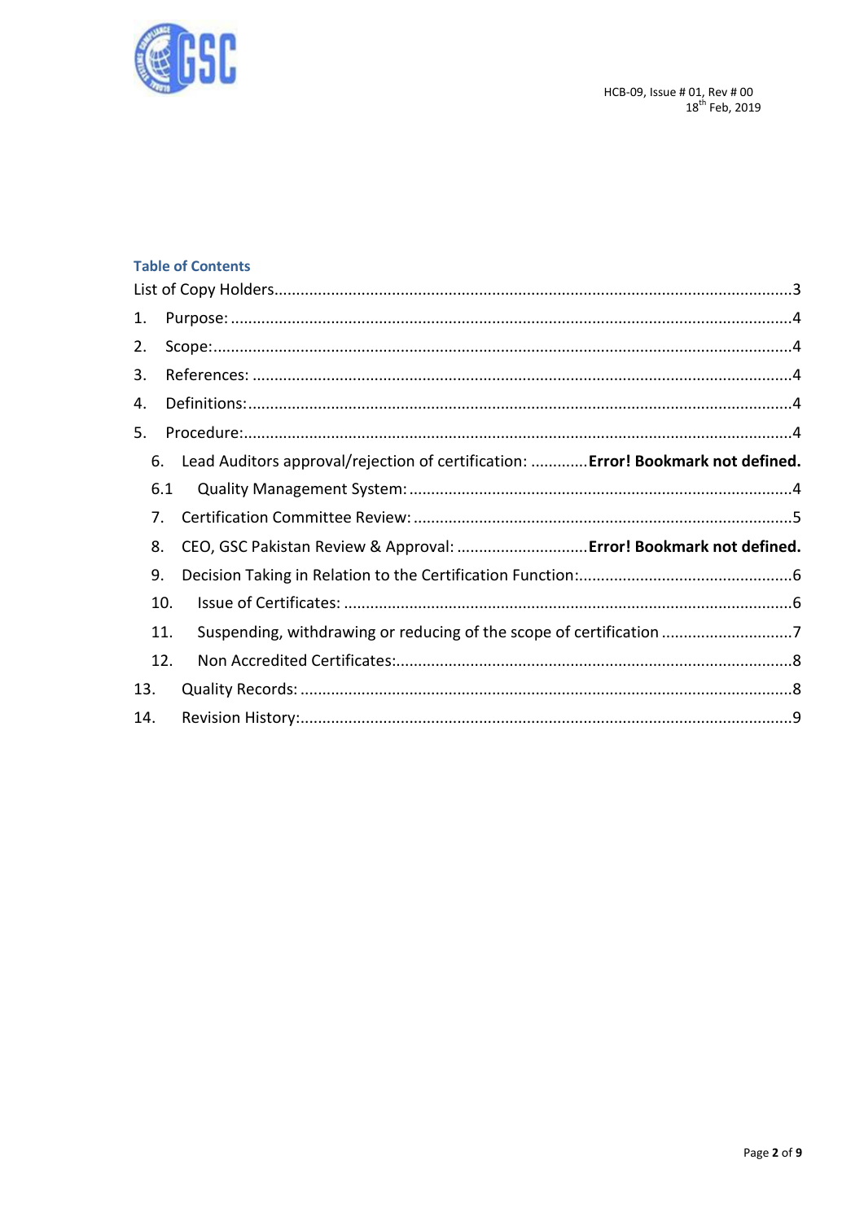## Table of Contents

List of Copy Holders....................3

1. Purpose: ....................4
2. Scope:....................4
3. References: ....................4
4. Definitions:....................4
5. Procedure:....................4
   6. Lead Auditors approval/rejection of certification: ............**Error! Bookmark not defined.**
   6.1 Quality Management System:....................4
   7. Certification Committee Review:....................5
   8. CEO, GSC Pakistan Review & Approval: ............................**Error! Bookmark not defined.**
   9. Decision Taking in Relation to the Certification Function:....................6
   10. Issue of Certificates: ....................6
   11. Suspending, withdrawing or reducing of the scope of certification ....................7
   12. Non Accredited Certificates:....................8
13. Quality Records: ....................8
14. Revision History:....................9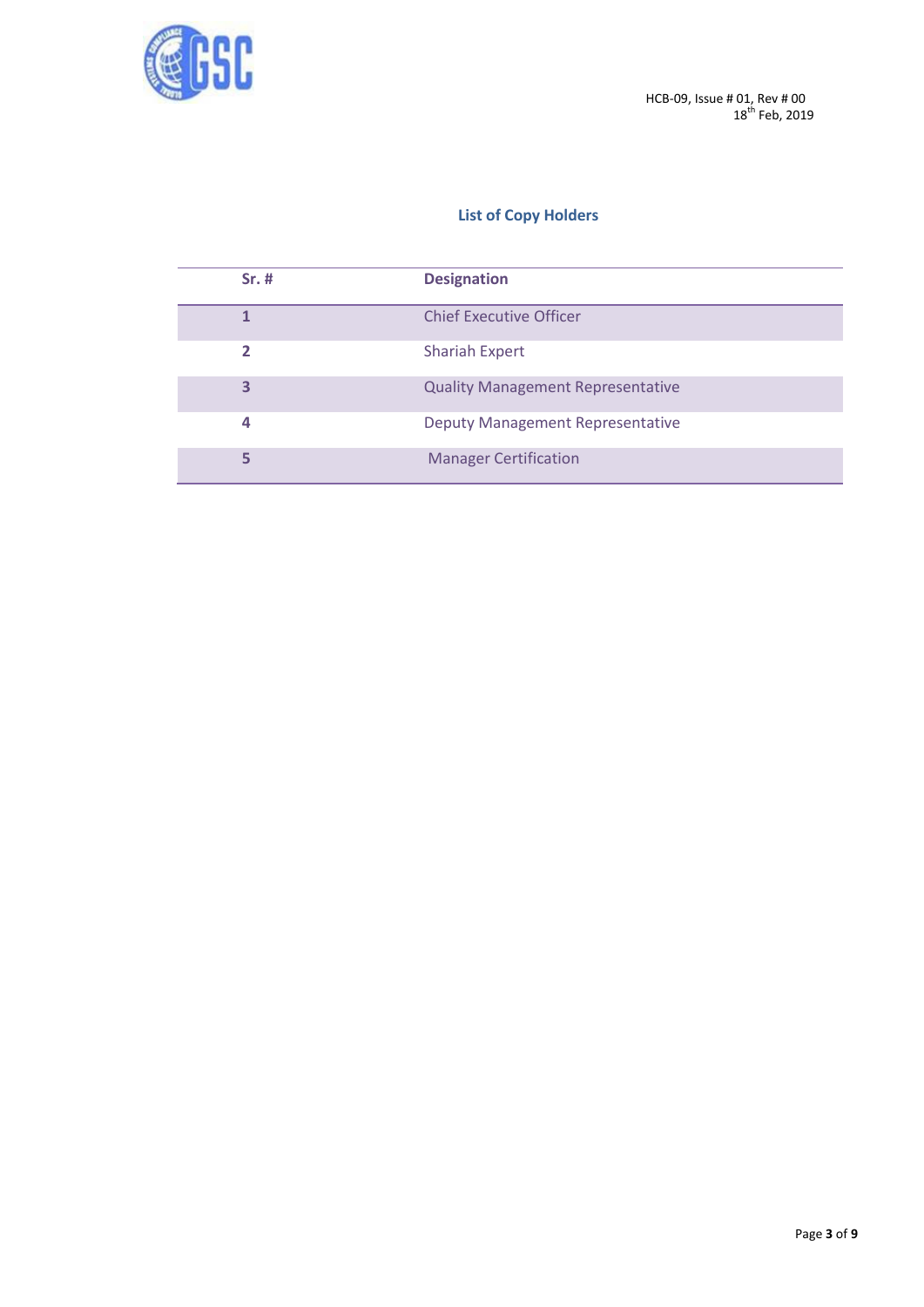## List of Copy Holders

| Sr. # | Designation |
|---|---|
| 1 | Chief Executive Officer |
| 2 | Shariah Expert |
| 3 | Quality Management Representative |
| 4 | Deputy Management Representative |
| 5 | Manager Certification |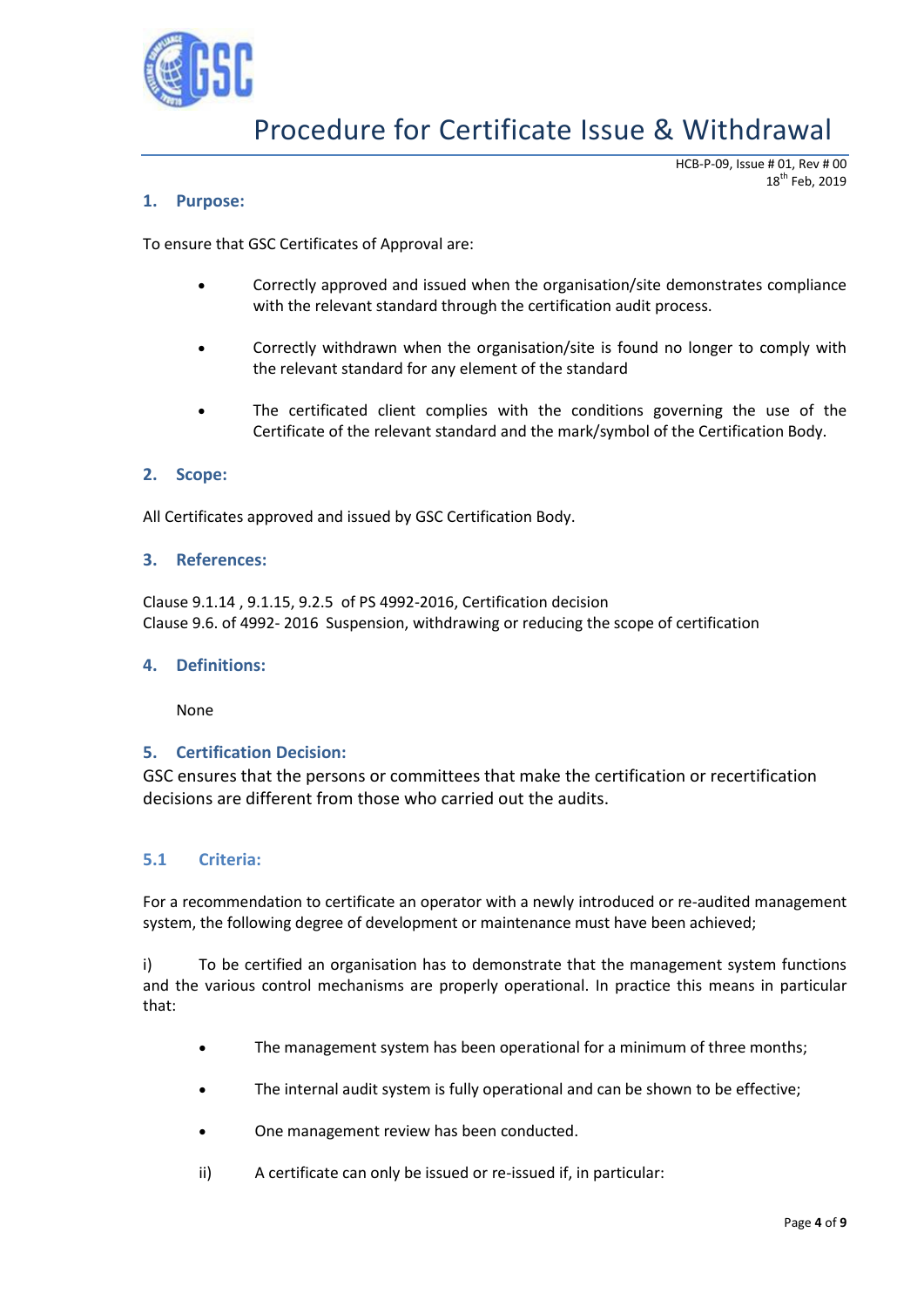## 1. Purpose:

To ensure that GSC Certificates of Approval are:

- Correctly approved and issued when the organisation/site demonstrates compliance with the relevant standard through the certification audit process.
- Correctly withdrawn when the organisation/site is found no longer to comply with the relevant standard for any element of the standard
- The certificated client complies with the conditions governing the use of the Certificate of the relevant standard and the mark/symbol of the Certification Body.

## 2. Scope:

All Certificates approved and issued by GSC Certification Body.

## 3. References:

Clause 9.1.14 , 9.1.15, 9.2.5 of PS 4992-2016, Certification decision
Clause 9.6. of 4992- 2016 Suspension, withdrawing or reducing the scope of certification

## 4. Definitions:

None

## 5. Certification Decision:

GSC ensures that the persons or committees that make the certification or recertification decisions are different from those who carried out the audits.

### 5.1 Criteria:

For a recommendation to certificate an operator with a newly introduced or re-audited management system, the following degree of development or maintenance must have been achieved;

i) To be certified an organisation has to demonstrate that the management system functions and the various control mechanisms are properly operational. In practice this means in particular that:

- The management system has been operational for a minimum of three months;
- The internal audit system is fully operational and can be shown to be effective;
- One management review has been conducted.

ii) A certificate can only be issued or re-issued if, in particular: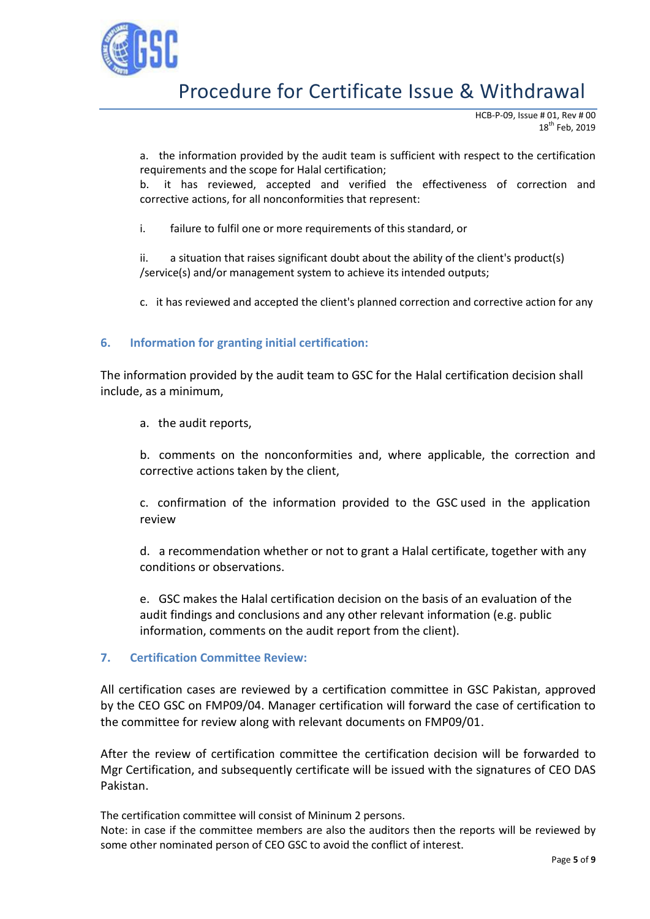a. the information provided by the audit team is sufficient with respect to the certification requirements and the scope for Halal certification;

b. it has reviewed, accepted and verified the effectiveness of correction and corrective actions, for all nonconformities that represent:

i. failure to fulfil one or more requirements of this standard, or

ii. a situation that raises significant doubt about the ability of the client's product(s) /service(s) and/or management system to achieve its intended outputs;

c. it has reviewed and accepted the client's planned correction and corrective action for any

## 6. Information for granting initial certification:

The information provided by the audit team to GSC for the Halal certification decision shall include, as a minimum,

a. the audit reports,

b. comments on the nonconformities and, where applicable, the correction and corrective actions taken by the client,

c. confirmation of the information provided to the GSC used in the application review

d. a recommendation whether or not to grant a Halal certificate, together with any conditions or observations.

e. GSC makes the Halal certification decision on the basis of an evaluation of the audit findings and conclusions and any other relevant information (e.g. public information, comments on the audit report from the client).

## 7. Certification Committee Review:

All certification cases are reviewed by a certification committee in GSC Pakistan, approved by the CEO GSC on FMP09/04. Manager certification will forward the case of certification to the committee for review along with relevant documents on FMP09/01.

After the review of certification committee the certification decision will be forwarded to Mgr Certification, and subsequently certificate will be issued with the signatures of CEO DAS Pakistan.

The certification committee will consist of Mininum 2 persons.

Note: in case if the committee members are also the auditors then the reports will be reviewed by some other nominated person of CEO GSC to avoid the conflict of interest.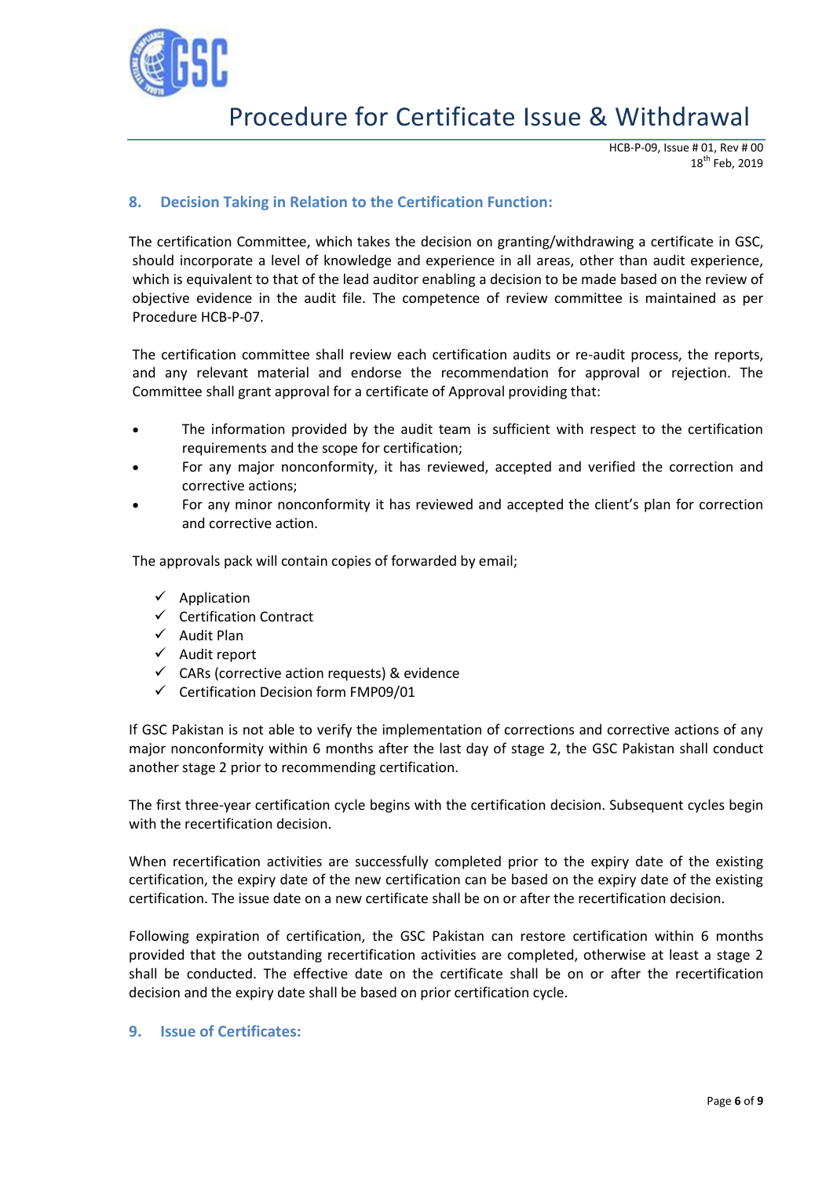## 8. Decision Taking in Relation to the Certification Function:

The certification Committee, which takes the decision on granting/withdrawing a certificate in GSC, should incorporate a level of knowledge and experience in all areas, other than audit experience, which is equivalent to that of the lead auditor enabling a decision to be made based on the review of objective evidence in the audit file. The competence of review committee is maintained as per Procedure HCB-P-07.

The certification committee shall review each certification audits or re-audit process, the reports, and any relevant material and endorse the recommendation for approval or rejection. The Committee shall grant approval for a certificate of Approval providing that:

- The information provided by the audit team is sufficient with respect to the certification requirements and the scope for certification;
- For any major nonconformity, it has reviewed, accepted and verified the correction and corrective actions;
- For any minor nonconformity it has reviewed and accepted the client's plan for correction and corrective action.

The approvals pack will contain copies of forwarded by email;

- ✓ Application
- ✓ Certification Contract
- ✓ Audit Plan
- ✓ Audit report
- ✓ CARs (corrective action requests) & evidence
- ✓ Certification Decision form FMP09/01

If GSC Pakistan is not able to verify the implementation of corrections and corrective actions of any major nonconformity within 6 months after the last day of stage 2, the GSC Pakistan shall conduct another stage 2 prior to recommending certification.

The first three-year certification cycle begins with the certification decision. Subsequent cycles begin with the recertification decision.

When recertification activities are successfully completed prior to the expiry date of the existing certification, the expiry date of the new certification can be based on the expiry date of the existing certification. The issue date on a new certificate shall be on or after the recertification decision.

Following expiration of certification, the GSC Pakistan can restore certification within 6 months provided that the outstanding recertification activities are completed, otherwise at least a stage 2 shall be conducted. The effective date on the certificate shall be on or after the recertification decision and the expiry date shall be based on prior certification cycle.

## 9. Issue of Certificates: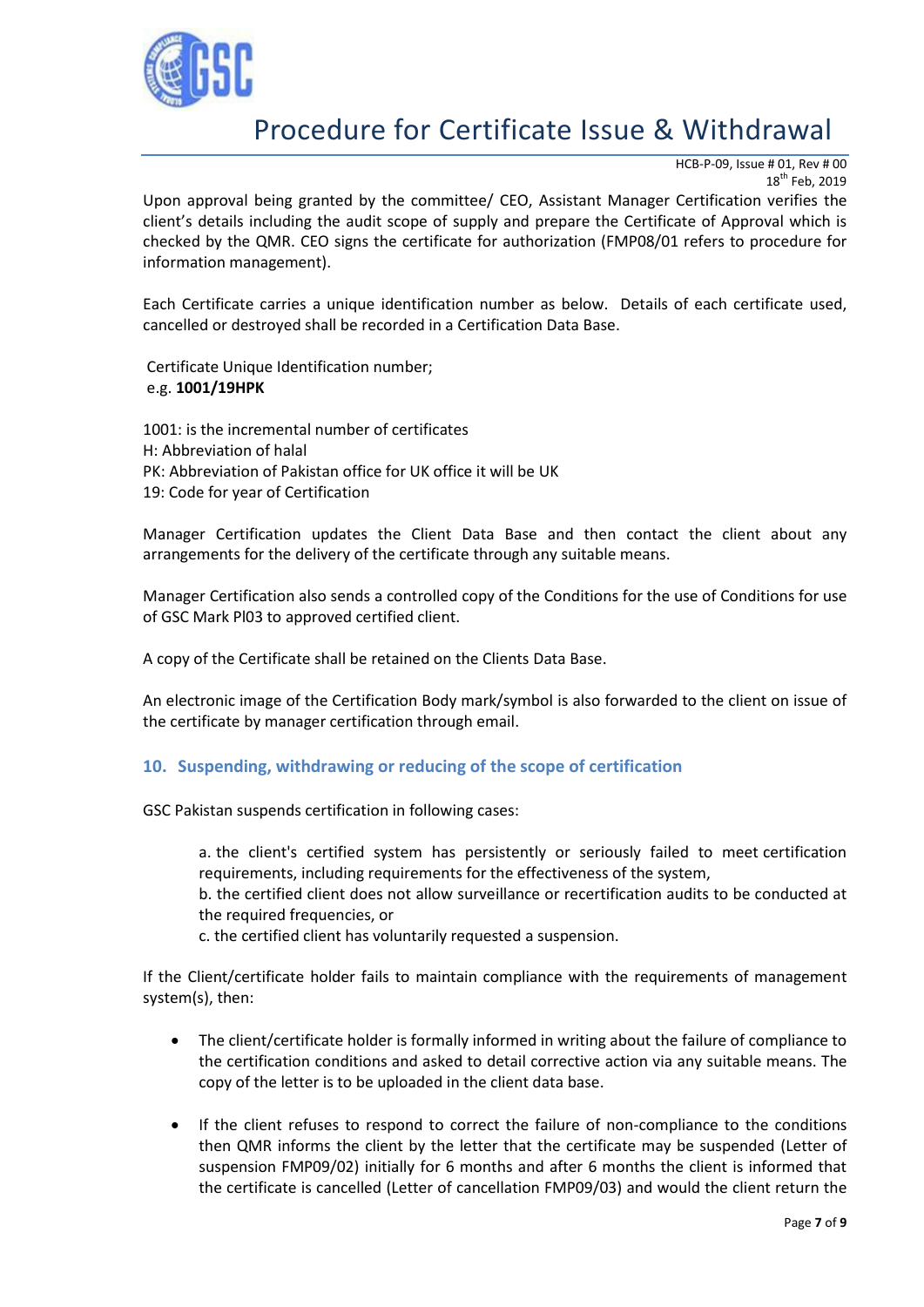Upon approval being granted by the committee/ CEO, Assistant Manager Certification verifies the client's details including the audit scope of supply and prepare the Certificate of Approval which is checked by the QMR. CEO signs the certificate for authorization (FMP08/01 refers to procedure for information management).

Each Certificate carries a unique identification number as below. Details of each certificate used, cancelled or destroyed shall be recorded in a Certification Data Base.

Certificate Unique Identification number;
e.g. **1001/19HPK**

1001: is the incremental number of certificates
H: Abbreviation of halal
PK: Abbreviation of Pakistan office for UK office it will be UK
19: Code for year of Certification

Manager Certification updates the Client Data Base and then contact the client about any arrangements for the delivery of the certificate through any suitable means.

Manager Certification also sends a controlled copy of the Conditions for the use of Conditions for use of GSC Mark Pl03 to approved certified client.

A copy of the Certificate shall be retained on the Clients Data Base.

An electronic image of the Certification Body mark/symbol is also forwarded to the client on issue of the certificate by manager certification through email.

## 10. Suspending, withdrawing or reducing of the scope of certification

GSC Pakistan suspends certification in following cases:

a. the client's certified system has persistently or seriously failed to meet certification requirements, including requirements for the effectiveness of the system,
b. the certified client does not allow surveillance or recertification audits to be conducted at the required frequencies, or
c. the certified client has voluntarily requested a suspension.

If the Client/certificate holder fails to maintain compliance with the requirements of management system(s), then:

- The client/certificate holder is formally informed in writing about the failure of compliance to the certification conditions and asked to detail corrective action via any suitable means. The copy of the letter is to be uploaded in the client data base.
- If the client refuses to respond to correct the failure of non-compliance to the conditions then QMR informs the client by the letter that the certificate may be suspended (Letter of suspension FMP09/02) initially for 6 months and after 6 months the client is informed that the certificate is cancelled (Letter of cancellation FMP09/03) and would the client return the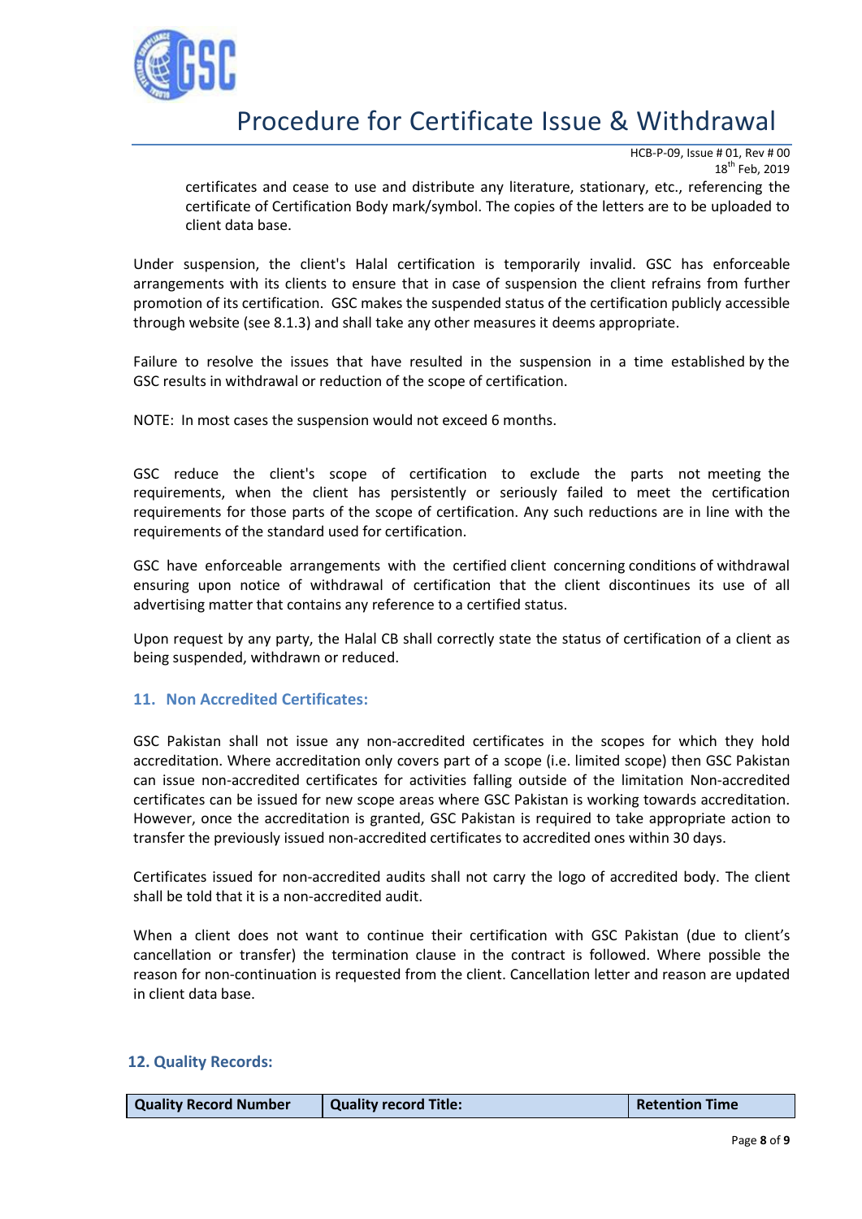certificates and cease to use and distribute any literature, stationary, etc., referencing the certificate of Certification Body mark/symbol. The copies of the letters are to be uploaded to client data base.

Under suspension, the client's Halal certification is temporarily invalid. GSC has enforceable arrangements with its clients to ensure that in case of suspension the client refrains from further promotion of its certification. GSC makes the suspended status of the certification publicly accessible through website (see 8.1.3) and shall take any other measures it deems appropriate.

Failure to resolve the issues that have resulted in the suspension in a time established by the GSC results in withdrawal or reduction of the scope of certification.

NOTE: In most cases the suspension would not exceed 6 months.

GSC reduce the client's scope of certification to exclude the parts not meeting the requirements, when the client has persistently or seriously failed to meet the certification requirements for those parts of the scope of certification. Any such reductions are in line with the requirements of the standard used for certification.

GSC have enforceable arrangements with the certified client concerning conditions of withdrawal ensuring upon notice of withdrawal of certification that the client discontinues its use of all advertising matter that contains any reference to a certified status.

Upon request by any party, the Halal CB shall correctly state the status of certification of a client as being suspended, withdrawn or reduced.

## 11. Non Accredited Certificates:

GSC Pakistan shall not issue any non-accredited certificates in the scopes for which they hold accreditation. Where accreditation only covers part of a scope (i.e. limited scope) then GSC Pakistan can issue non-accredited certificates for activities falling outside of the limitation Non-accredited certificates can be issued for new scope areas where GSC Pakistan is working towards accreditation. However, once the accreditation is granted, GSC Pakistan is required to take appropriate action to transfer the previously issued non-accredited certificates to accredited ones within 30 days.

Certificates issued for non-accredited audits shall not carry the logo of accredited body. The client shall be told that it is a non-accredited audit.

When a client does not want to continue their certification with GSC Pakistan (due to client's cancellation or transfer) the termination clause in the contract is followed. Where possible the reason for non-continuation is requested from the client. Cancellation letter and reason are updated in client data base.

## 12. Quality Records:

| Quality Record Number | Quality record Title: | Retention Time |
|---|---|---|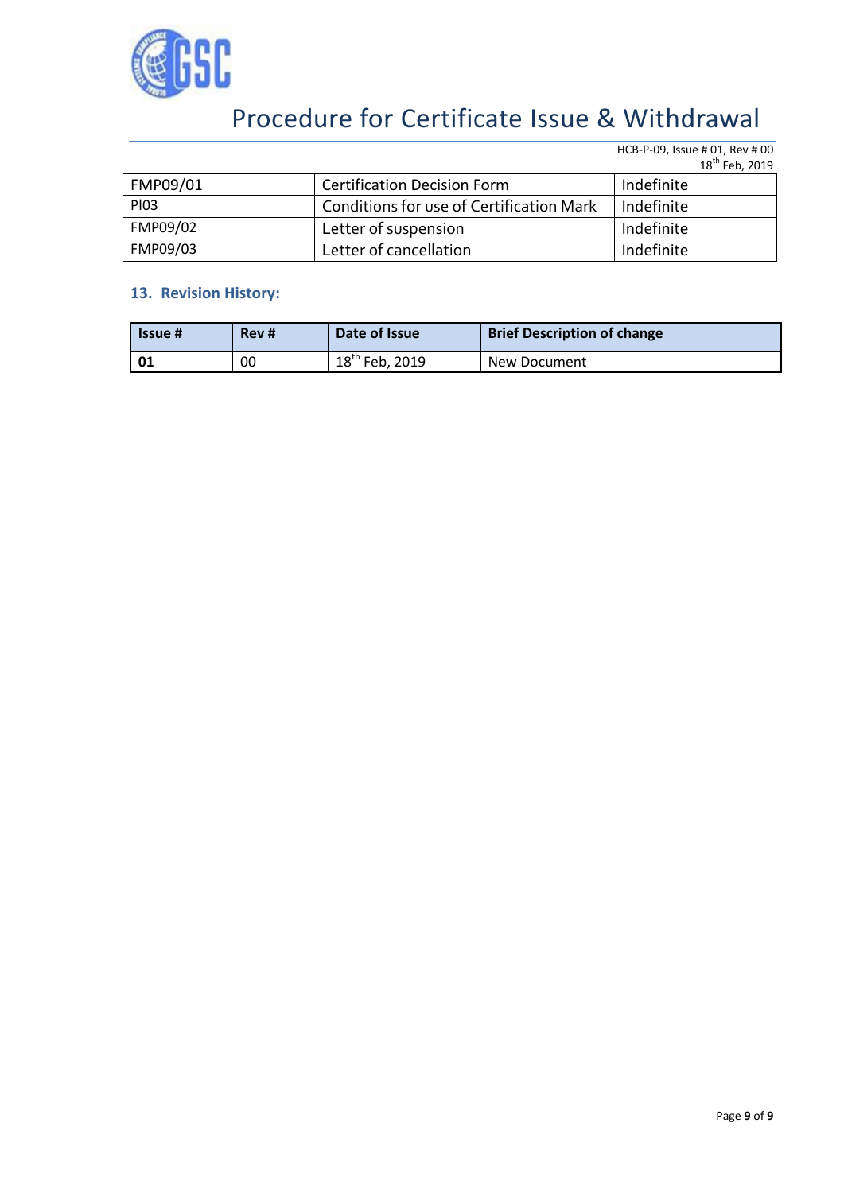| | | |
|---|---|---|
| FMP09/01 | Certification Decision Form | Indefinite |
| PI03 | Conditions for use of Certification Mark | Indefinite |
| FMP09/02 | Letter of suspension | Indefinite |
| FMP09/03 | Letter of cancellation | Indefinite |

## 13. Revision History:

| Issue # | Rev # | Date of Issue | Brief Description of change |
|---|---|---|---|
| **01** | 00 | 18th Feb, 2019 | New Document |